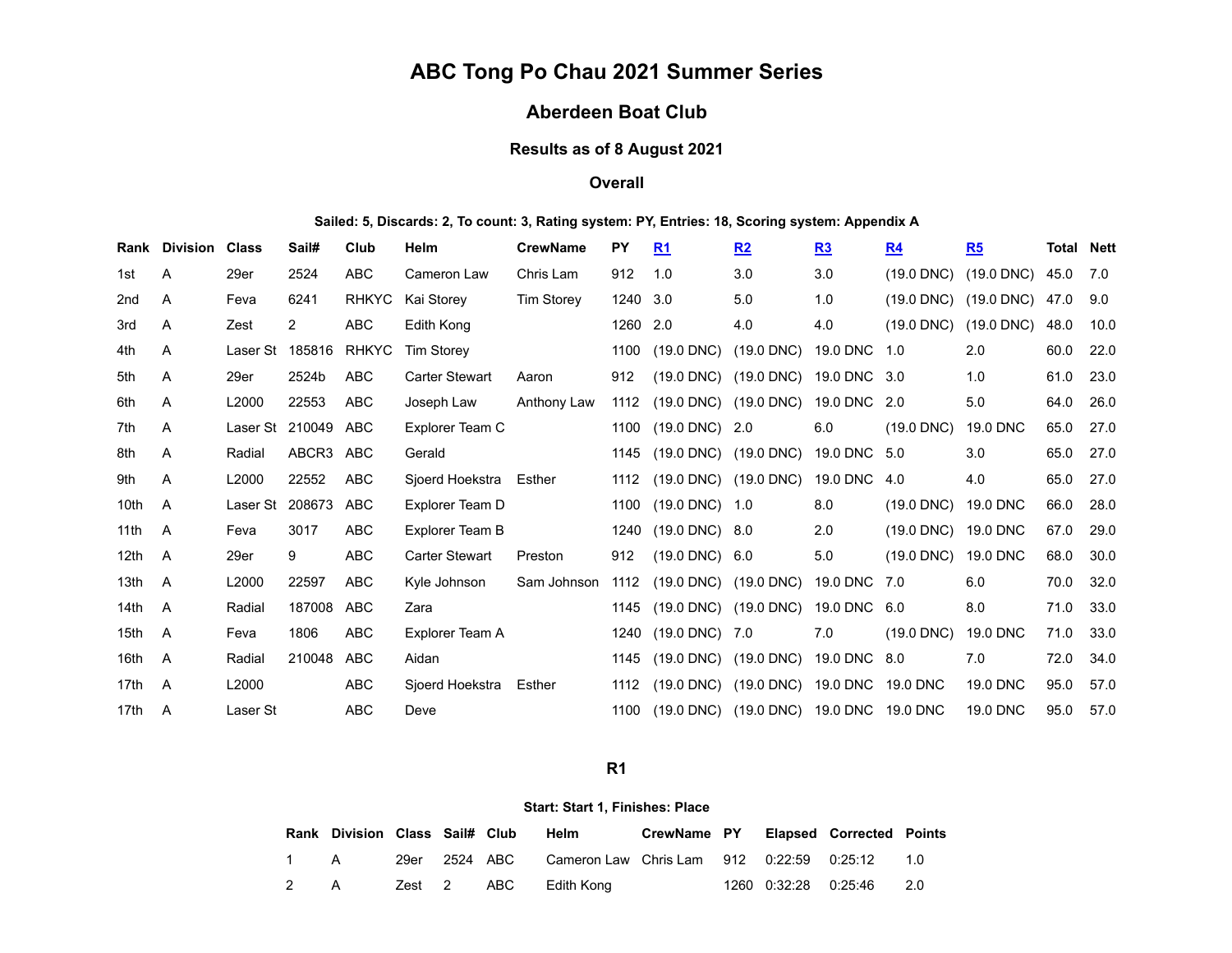# ABC Tong Po Chau 2021 Summer Series

## Aberdeen Boat Club

### Results as of 8 August 2021

### Overall

**Sailed: 5, Discards: 2, To count: 3, Rating system: PY, Entries: 18, Scoring system: Appendix A**

| Rank | Division | Class | Sail# | Club | Helm | CrewName | PY | R1 | R2 | R3 | R4 | R5 | Total | Nett |
|---|---|---|---|---|---|---|---|---|---|---|---|---|---|---|
| 1st | A | 29er | 2524 | ABC | Cameron Law | Chris Lam | 912 | 1.0 | 3.0 | 3.0 | (19.0 DNC) | (19.0 DNC) | 45.0 | 7.0 |
| 2nd | A | Feva | 6241 | RHKYC | Kai Storey | Tim Storey | 1240 | 3.0 | 5.0 | 1.0 | (19.0 DNC) | (19.0 DNC) | 47.0 | 9.0 |
| 3rd | A | Zest | 2 | ABC | Edith Kong | | 1260 | 2.0 | 4.0 | 4.0 | (19.0 DNC) | (19.0 DNC) | 48.0 | 10.0 |
| 4th | A | Laser St | 185816 | RHKYC | Tim Storey | | 1100 | (19.0 DNC) | (19.0 DNC) | 19.0 DNC | 1.0 | 2.0 | 60.0 | 22.0 |
| 5th | A | 29er | 2524b | ABC | Carter Stewart | Aaron | 912 | (19.0 DNC) | (19.0 DNC) | 19.0 DNC | 3.0 | 1.0 | 61.0 | 23.0 |
| 6th | A | L2000 | 22553 | ABC | Joseph Law | Anthony Law | 1112 | (19.0 DNC) | (19.0 DNC) | 19.0 DNC | 2.0 | 5.0 | 64.0 | 26.0 |
| 7th | A | Laser St | 210049 | ABC | Explorer Team C | | 1100 | (19.0 DNC) | 2.0 | 6.0 | (19.0 DNC) | 19.0 DNC | 65.0 | 27.0 |
| 8th | A | Radial | ABCR3 | ABC | Gerald | | 1145 | (19.0 DNC) | (19.0 DNC) | 19.0 DNC | 5.0 | 3.0 | 65.0 | 27.0 |
| 9th | A | L2000 | 22552 | ABC | Sjoerd Hoekstra | Esther | 1112 | (19.0 DNC) | (19.0 DNC) | 19.0 DNC | 4.0 | 4.0 | 65.0 | 27.0 |
| 10th | A | Laser St | 208673 | ABC | Explorer Team D | | 1100 | (19.0 DNC) | 1.0 | 8.0 | (19.0 DNC) | 19.0 DNC | 66.0 | 28.0 |
| 11th | A | Feva | 3017 | ABC | Explorer Team B | | 1240 | (19.0 DNC) | 8.0 | 2.0 | (19.0 DNC) | 19.0 DNC | 67.0 | 29.0 |
| 12th | A | 29er | 9 | ABC | Carter Stewart | Preston | 912 | (19.0 DNC) | 6.0 | 5.0 | (19.0 DNC) | 19.0 DNC | 68.0 | 30.0 |
| 13th | A | L2000 | 22597 | ABC | Kyle Johnson | Sam Johnson | 1112 | (19.0 DNC) | (19.0 DNC) | 19.0 DNC | 7.0 | 6.0 | 70.0 | 32.0 |
| 14th | A | Radial | 187008 | ABC | Zara | | 1145 | (19.0 DNC) | (19.0 DNC) | 19.0 DNC | 6.0 | 8.0 | 71.0 | 33.0 |
| 15th | A | Feva | 1806 | ABC | Explorer Team A | | 1240 | (19.0 DNC) | 7.0 | 7.0 | (19.0 DNC) | 19.0 DNC | 71.0 | 33.0 |
| 16th | A | Radial | 210048 | ABC | Aidan | | 1145 | (19.0 DNC) | (19.0 DNC) | 19.0 DNC | 8.0 | 7.0 | 72.0 | 34.0 |
| 17th | A | L2000 | | ABC | Sjoerd Hoekstra | Esther | 1112 | (19.0 DNC) | (19.0 DNC) | 19.0 DNC | 19.0 DNC | 19.0 DNC | 95.0 | 57.0 |
| 17th | A | Laser St | | ABC | Deve | | 1100 | (19.0 DNC) | (19.0 DNC) | 19.0 DNC | 19.0 DNC | 19.0 DNC | 95.0 | 57.0 |

### R1

**Start: Start 1, Finishes: Place**

| Rank | Division | Class | Sail# | Club | Helm | CrewName | PY | Elapsed | Corrected | Points |
|---|---|---|---|---|---|---|---|---|---|---|
| 1 | A | 29er | 2524 | ABC | Cameron Law | Chris Lam | 912 | 0:22:59 | 0:25:12 | 1.0 |
| 2 | A | Zest | 2 | ABC | Edith Kong | | 1260 | 0:32:28 | 0:25:46 | 2.0 |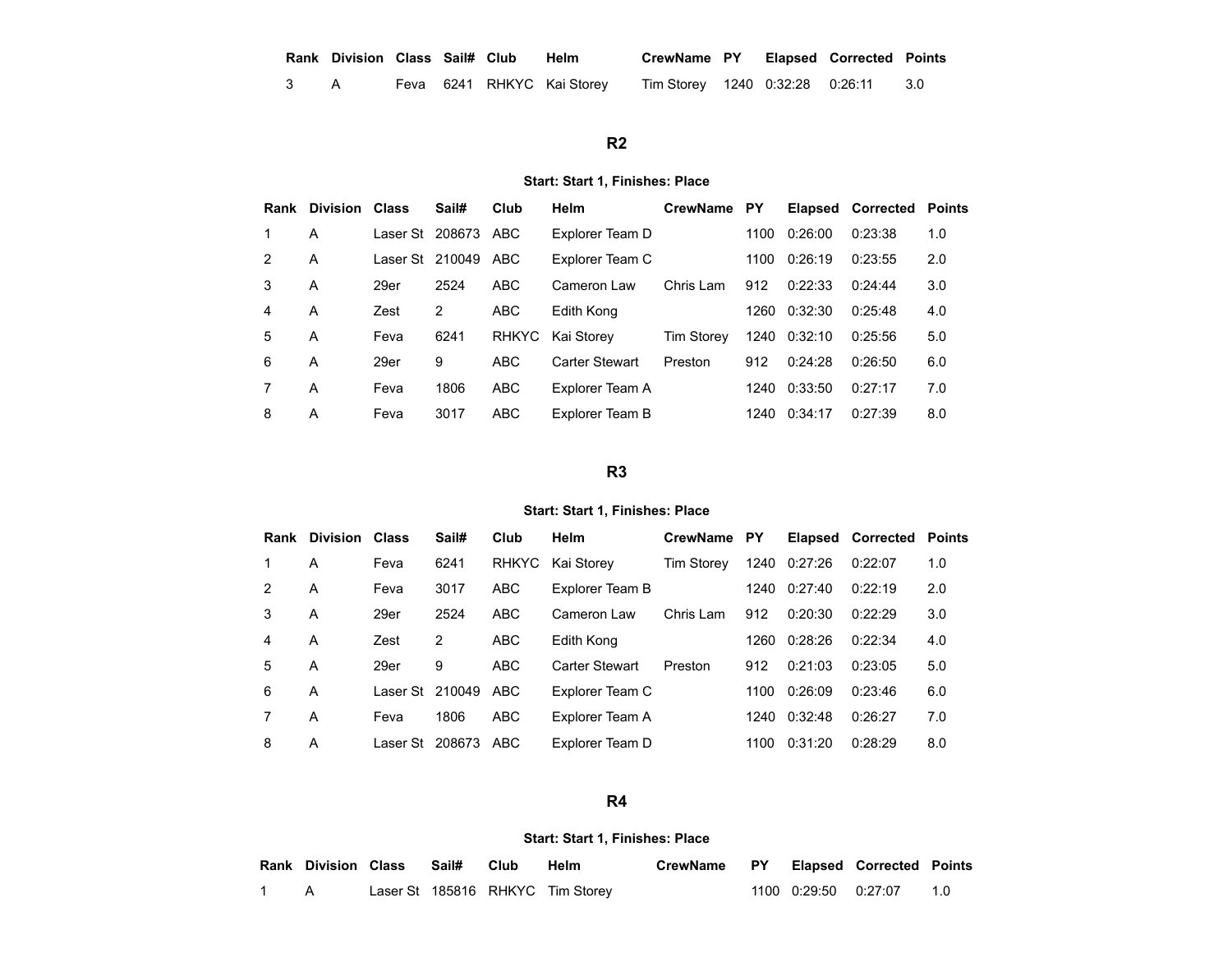| Rank | Division | Class | Sail# | Club | Helm | CrewName | PY | Elapsed | Corrected | Points |
|---|---|---|---|---|---|---|---|---|---|---|
| 3 | A | Feva | 6241 | RHKYC | Kai Storey | Tim Storey | 1240 | 0:32:28 | 0:26:11 | 3.0 |

## R2

**Start: Start 1, Finishes: Place**

| Rank | Division | Class | Sail# | Club | Helm | CrewName | PY | Elapsed | Corrected | Points |
|---|---|---|---|---|---|---|---|---|---|---|
| 1 | A | Laser St | 208673 | ABC | Explorer Team D | | 1100 | 0:26:00 | 0:23:38 | 1.0 |
| 2 | A | Laser St | 210049 | ABC | Explorer Team C | | 1100 | 0:26:19 | 0:23:55 | 2.0 |
| 3 | A | 29er | 2524 | ABC | Cameron Law | Chris Lam | 912 | 0:22:33 | 0:24:44 | 3.0 |
| 4 | A | Zest | 2 | ABC | Edith Kong | | 1260 | 0:32:30 | 0:25:48 | 4.0 |
| 5 | A | Feva | 6241 | RHKYC | Kai Storey | Tim Storey | 1240 | 0:32:10 | 0:25:56 | 5.0 |
| 6 | A | 29er | 9 | ABC | Carter Stewart | Preston | 912 | 0:24:28 | 0:26:50 | 6.0 |
| 7 | A | Feva | 1806 | ABC | Explorer Team A | | 1240 | 0:33:50 | 0:27:17 | 7.0 |
| 8 | A | Feva | 3017 | ABC | Explorer Team B | | 1240 | 0:34:17 | 0:27:39 | 8.0 |

## R3

**Start: Start 1, Finishes: Place**

| Rank | Division | Class | Sail# | Club | Helm | CrewName | PY | Elapsed | Corrected | Points |
|---|---|---|---|---|---|---|---|---|---|---|
| 1 | A | Feva | 6241 | RHKYC | Kai Storey | Tim Storey | 1240 | 0:27:26 | 0:22:07 | 1.0 |
| 2 | A | Feva | 3017 | ABC | Explorer Team B | | 1240 | 0:27:40 | 0:22:19 | 2.0 |
| 3 | A | 29er | 2524 | ABC | Cameron Law | Chris Lam | 912 | 0:20:30 | 0:22:29 | 3.0 |
| 4 | A | Zest | 2 | ABC | Edith Kong | | 1260 | 0:28:26 | 0:22:34 | 4.0 |
| 5 | A | 29er | 9 | ABC | Carter Stewart | Preston | 912 | 0:21:03 | 0:23:05 | 5.0 |
| 6 | A | Laser St | 210049 | ABC | Explorer Team C | | 1100 | 0:26:09 | 0:23:46 | 6.0 |
| 7 | A | Feva | 1806 | ABC | Explorer Team A | | 1240 | 0:32:48 | 0:26:27 | 7.0 |
| 8 | A | Laser St | 208673 | ABC | Explorer Team D | | 1100 | 0:31:20 | 0:28:29 | 8.0 |

## R4

**Start: Start 1, Finishes: Place**

| Rank | Division | Class | Sail# | Club | Helm | CrewName | PY | Elapsed | Corrected | Points |
|---|---|---|---|---|---|---|---|---|---|---|
| 1 | A | Laser St | 185816 | RHKYC | Tim Storey | | 1100 | 0:29:50 | 0:27:07 | 1.0 |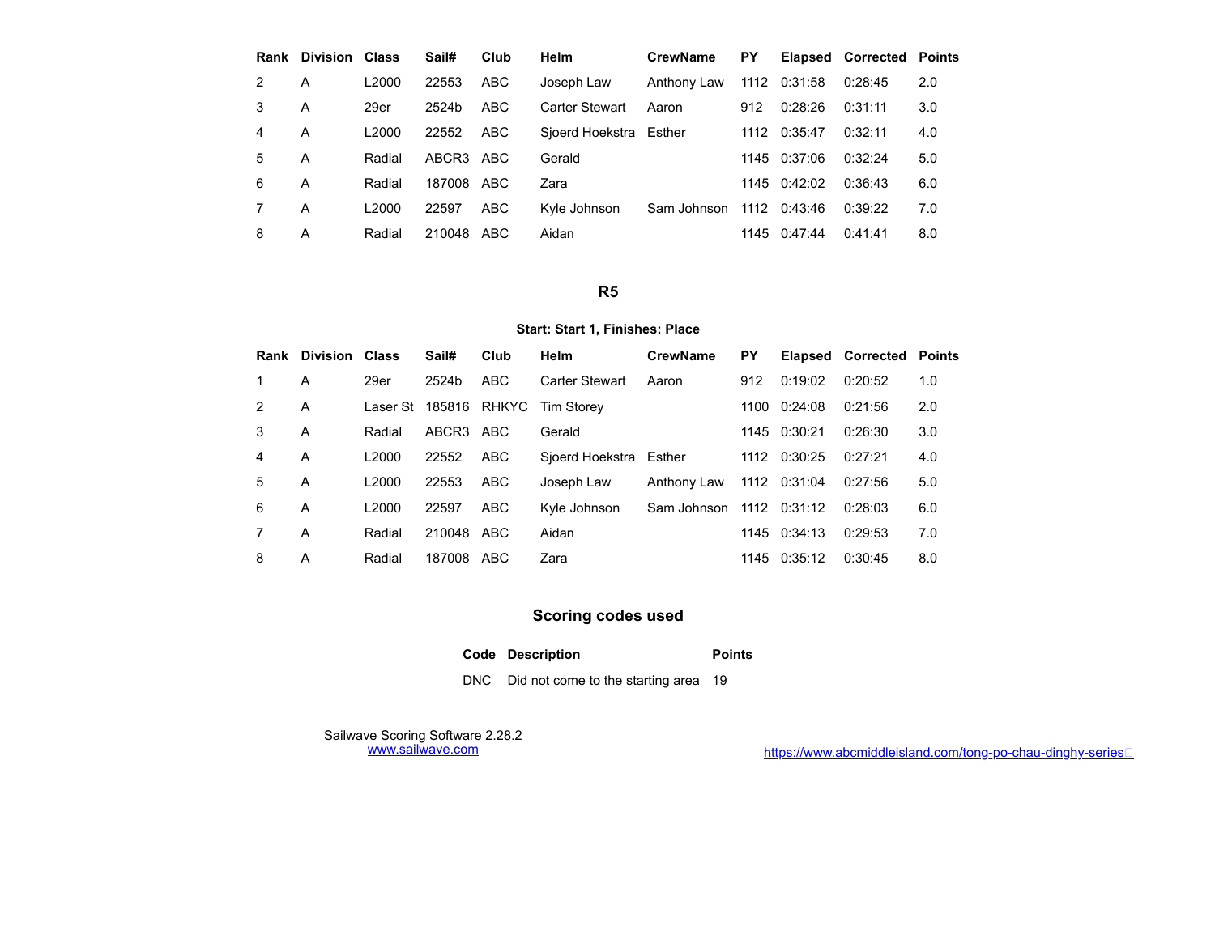| Rank | Division | Class | Sail# | Club | Helm | CrewName | PY | Elapsed | Corrected | Points |
|---|---|---|---|---|---|---|---|---|---|---|
| 2 | A | L2000 | 22553 | ABC | Joseph Law | Anthony Law | 1112 | 0:31:58 | 0:28:45 | 2.0 |
| 3 | A | 29er | 2524b | ABC | Carter Stewart | Aaron | 912 | 0:28:26 | 0:31:11 | 3.0 |
| 4 | A | L2000 | 22552 | ABC | Sjoerd Hoekstra | Esther | 1112 | 0:35:47 | 0:32:11 | 4.0 |
| 5 | A | Radial | ABCR3 | ABC | Gerald | | 1145 | 0:37:06 | 0:32:24 | 5.0 |
| 6 | A | Radial | 187008 | ABC | Zara | | 1145 | 0:42:02 | 0:36:43 | 6.0 |
| 7 | A | L2000 | 22597 | ABC | Kyle Johnson | Sam Johnson | 1112 | 0:43:46 | 0:39:22 | 7.0 |
| 8 | A | Radial | 210048 | ABC | Aidan | | 1145 | 0:47:44 | 0:41:41 | 8.0 |

## R5

**Start: Start 1, Finishes: Place**

| Rank | Division | Class | Sail# | Club | Helm | CrewName | PY | Elapsed | Corrected | Points |
|---|---|---|---|---|---|---|---|---|---|---|
| 1 | A | 29er | 2524b | ABC | Carter Stewart | Aaron | 912 | 0:19:02 | 0:20:52 | 1.0 |
| 2 | A | Laser St | 185816 | RHKYC | Tim Storey | | 1100 | 0:24:08 | 0:21:56 | 2.0 |
| 3 | A | Radial | ABCR3 | ABC | Gerald | | 1145 | 0:30:21 | 0:26:30 | 3.0 |
| 4 | A | L2000 | 22552 | ABC | Sjoerd Hoekstra | Esther | 1112 | 0:30:25 | 0:27:21 | 4.0 |
| 5 | A | L2000 | 22553 | ABC | Joseph Law | Anthony Law | 1112 | 0:31:04 | 0:27:56 | 5.0 |
| 6 | A | L2000 | 22597 | ABC | Kyle Johnson | Sam Johnson | 1112 | 0:31:12 | 0:28:03 | 6.0 |
| 7 | A | Radial | 210048 | ABC | Aidan | | 1145 | 0:34:13 | 0:29:53 | 7.0 |
| 8 | A | Radial | 187008 | ABC | Zara | | 1145 | 0:35:12 | 0:30:45 | 8.0 |

## Scoring codes used

| Code | Description | Points |
|---|---|---|
| DNC | Did not come to the starting area | 19 |

Sailwave Scoring Software 2.28.2
www.sailwave.com

https://www.abcmiddleisland.com/tong-po-chau-dinghy-series